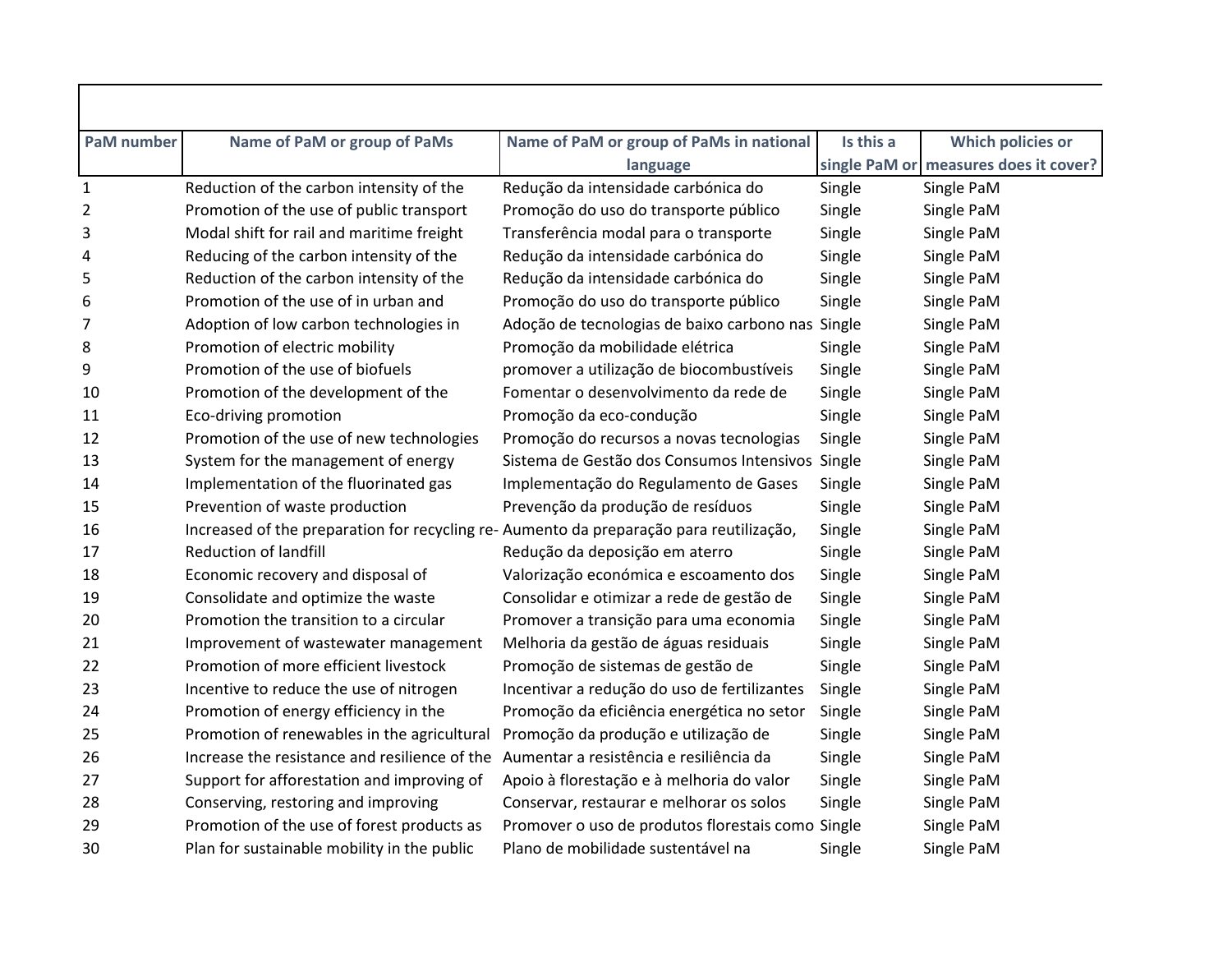| PaM number | Name of PaM or group of PaMs | Name of PaM or group of PaMs in national language | Is this a single PaM or | Which policies or measures does it cover? |
|---|---|---|---|---|
| 1 | Reduction of the carbon intensity of the | Redução da intensidade carbónica do | Single | Single PaM |
| 2 | Promotion of the use of public transport | Promoção do uso do transporte público | Single | Single PaM |
| 3 | Modal shift for rail and maritime freight | Transferência modal para o transporte | Single | Single PaM |
| 4 | Reducing of the carbon intensity of the | Redução da intensidade carbónica do | Single | Single PaM |
| 5 | Reduction of the carbon intensity of the | Redução da intensidade carbónica do | Single | Single PaM |
| 6 | Promotion of the use of in urban and | Promoção do uso do transporte público | Single | Single PaM |
| 7 | Adoption of low carbon technologies in | Adoção de tecnologias de baixo carbono nas | Single | Single PaM |
| 8 | Promotion of electric mobility | Promoção da mobilidade elétrica | Single | Single PaM |
| 9 | Promotion of the use of biofuels | promover a utilização de biocombustíveis | Single | Single PaM |
| 10 | Promotion of the development of the | Fomentar o desenvolvimento da rede de | Single | Single PaM |
| 11 | Eco-driving promotion | Promoção da eco-condução | Single | Single PaM |
| 12 | Promotion of the use of new technologies | Promoção do recursos a novas tecnologias | Single | Single PaM |
| 13 | System for the management of energy | Sistema de Gestão dos Consumos Intensivos | Single | Single PaM |
| 14 | Implementation of the fluorinated gas | Implementação do Regulamento de Gases | Single | Single PaM |
| 15 | Prevention of waste production | Prevenção da produção de resíduos | Single | Single PaM |
| 16 | Increased of the preparation for recycling re- | Aumento da preparação para reutilização, | Single | Single PaM |
| 17 | Reduction of landfill | Redução da deposição em aterro | Single | Single PaM |
| 18 | Economic recovery and disposal of | Valorização económica e escoamento dos | Single | Single PaM |
| 19 | Consolidate and optimize the waste | Consolidar e otimizar a rede de gestão de | Single | Single PaM |
| 20 | Promotion the transition to a circular | Promover a transição para uma economia | Single | Single PaM |
| 21 | Improvement of wastewater management | Melhoria da gestão de águas residuais | Single | Single PaM |
| 22 | Promotion of more efficient livestock | Promoção de sistemas de gestão de | Single | Single PaM |
| 23 | Incentive to reduce the use of nitrogen | Incentivar a redução do uso de fertilizantes | Single | Single PaM |
| 24 | Promotion of energy efficiency in the | Promoção da eficiência energética no setor | Single | Single PaM |
| 25 | Promotion of renewables in the agricultural | Promoção da produção e utilização de | Single | Single PaM |
| 26 | Increase the resistance and resilience of the | Aumentar a resistência e resiliência da | Single | Single PaM |
| 27 | Support for afforestation and improving of | Apoio à florestação e à melhoria do valor | Single | Single PaM |
| 28 | Conserving, restoring and improving | Conservar, restaurar e melhorar os solos | Single | Single PaM |
| 29 | Promotion of the use of forest products as | Promover o uso de produtos florestais como | Single | Single PaM |
| 30 | Plan for sustainable mobility in the public | Plano de mobilidade sustentável na | Single | Single PaM |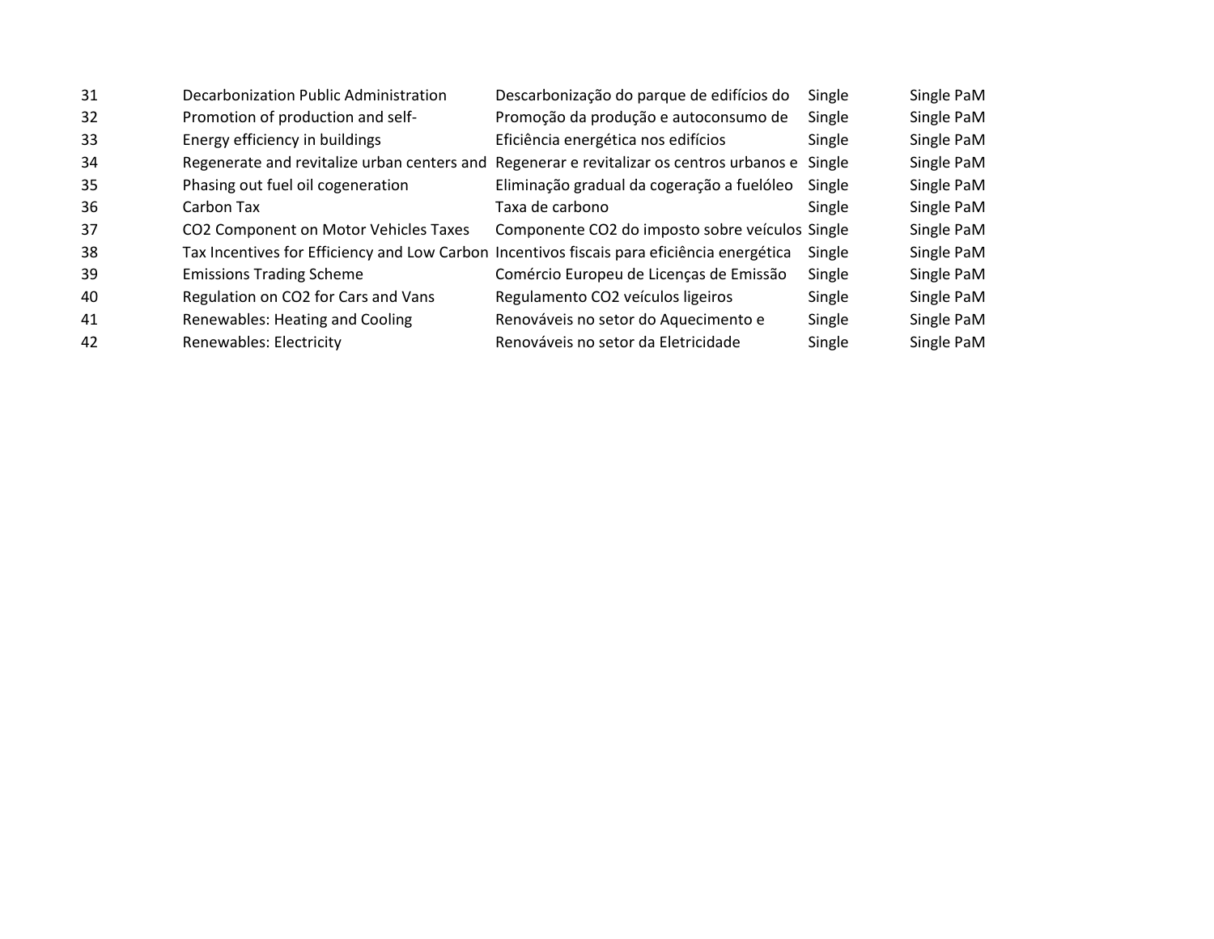| | | | | |
|---|---|---|---|---|
| 31 | Decarbonization Public Administration | Descarbonização do parque de edifícios do | Single | Single PaM |
| 32 | Promotion of production and self- | Promoção da produção e autoconsumo de | Single | Single PaM |
| 33 | Energy efficiency in buildings | Eficiência energética nos edifícios | Single | Single PaM |
| 34 | Regenerate and revitalize urban centers and | Regenerar e revitalizar os centros urbanos e | Single | Single PaM |
| 35 | Phasing out fuel oil cogeneration | Eliminação gradual da cogeração a fuelóleo | Single | Single PaM |
| 36 | Carbon Tax | Taxa de carbono | Single | Single PaM |
| 37 | CO2 Component on Motor Vehicles Taxes | Componente CO2 do imposto sobre veículos | Single | Single PaM |
| 38 | Tax Incentives for Efficiency and Low Carbon | Incentivos fiscais para eficiência energética | Single | Single PaM |
| 39 | Emissions Trading Scheme | Comércio Europeu de Licenças de Emissão | Single | Single PaM |
| 40 | Regulation on CO2 for Cars and Vans | Regulamento CO2 veículos ligeiros | Single | Single PaM |
| 41 | Renewables: Heating and Cooling | Renováveis no setor do Aquecimento e | Single | Single PaM |
| 42 | Renewables: Electricity | Renováveis no setor da Eletricidade | Single | Single PaM |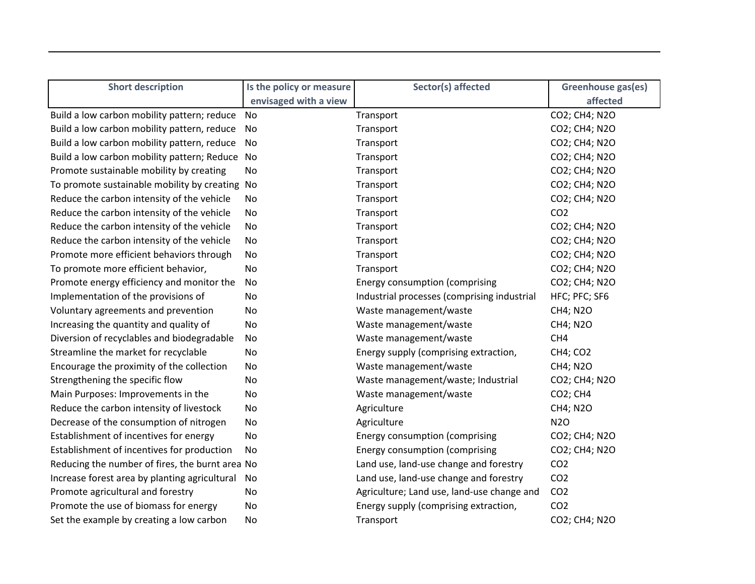| Short description | Is the policy or measure envisaged with a view | Sector(s) affected | Greenhouse gas(es) affected |
|---|---|---|---|
| Build a low carbon mobility pattern; reduce | No | Transport | $CO_2$; $CH_4$; $N_2O$ |
| Build a low carbon mobility pattern, reduce | No | Transport | $CO_2$; $CH_4$; $N_2O$ |
| Build a low carbon mobility pattern, reduce | No | Transport | $CO_2$; $CH_4$; $N_2O$ |
| Build a low carbon mobility pattern; Reduce | No | Transport | $CO_2$; $CH_4$; $N_2O$ |
| Promote sustainable mobility by creating | No | Transport | $CO_2$; $CH_4$; $N_2O$ |
| To promote sustainable mobility by creating | No | Transport | $CO_2$; $CH_4$; $N_2O$ |
| Reduce the carbon intensity of the vehicle | No | Transport | $CO_2$; $CH_4$; $N_2O$ |
| Reduce the carbon intensity of the vehicle | No | Transport | $CO_2$ |
| Reduce the carbon intensity of the vehicle | No | Transport | $CO_2$; $CH_4$; $N_2O$ |
| Reduce the carbon intensity of the vehicle | No | Transport | $CO_2$; $CH_4$; $N_2O$ |
| Promote more efficient behaviors through | No | Transport | $CO_2$; $CH_4$; $N_2O$ |
| To promote more efficient behavior, | No | Transport | $CO_2$; $CH_4$; $N_2O$ |
| Promote energy efficiency and monitor the | No | Energy consumption (comprising | $CO_2$; $CH_4$; $N_2O$ |
| Implementation of the provisions of | No | Industrial processes (comprising industrial | HFC; PFC; $SF_6$ |
| Voluntary agreements and prevention | No | Waste management/waste | $CH_4$; $N_2O$ |
| Increasing the quantity and quality of | No | Waste management/waste | $CH_4$; $N_2O$ |
| Diversion of recyclables and biodegradable | No | Waste management/waste | $CH_4$ |
| Streamline the market for recyclable | No | Energy supply (comprising extraction, | $CH_4$; $CO_2$ |
| Encourage the proximity of the collection | No | Waste management/waste | $CH_4$; $N_2O$ |
| Strengthening the specific flow | No | Waste management/waste; Industrial | $CO_2$; $CH_4$; $N_2O$ |
| Main Purposes: Improvements in the | No | Waste management/waste | $CO_2$; $CH_4$ |
| Reduce the carbon intensity of livestock | No | Agriculture | $CH_4$; $N_2O$ |
| Decrease of the consumption of nitrogen | No | Agriculture | $N_2O$ |
| Establishment of incentives for energy | No | Energy consumption (comprising | $CO_2$; $CH_4$; $N_2O$ |
| Establishment of incentives for production | No | Energy consumption (comprising | $CO_2$; $CH_4$; $N_2O$ |
| Reducing the number of fires, the burnt area | No | Land use, land-use change and forestry | $CO_2$ |
| Increase forest area by planting agricultural | No | Land use, land-use change and forestry | $CO_2$ |
| Promote agricultural and forestry | No | Agriculture; Land use, land-use change and | $CO_2$ |
| Promote the use of biomass for energy | No | Energy supply (comprising extraction, | $CO_2$ |
| Set the example by creating a low carbon | No | Transport | $CO_2$; $CH_4$; $N_2O$ |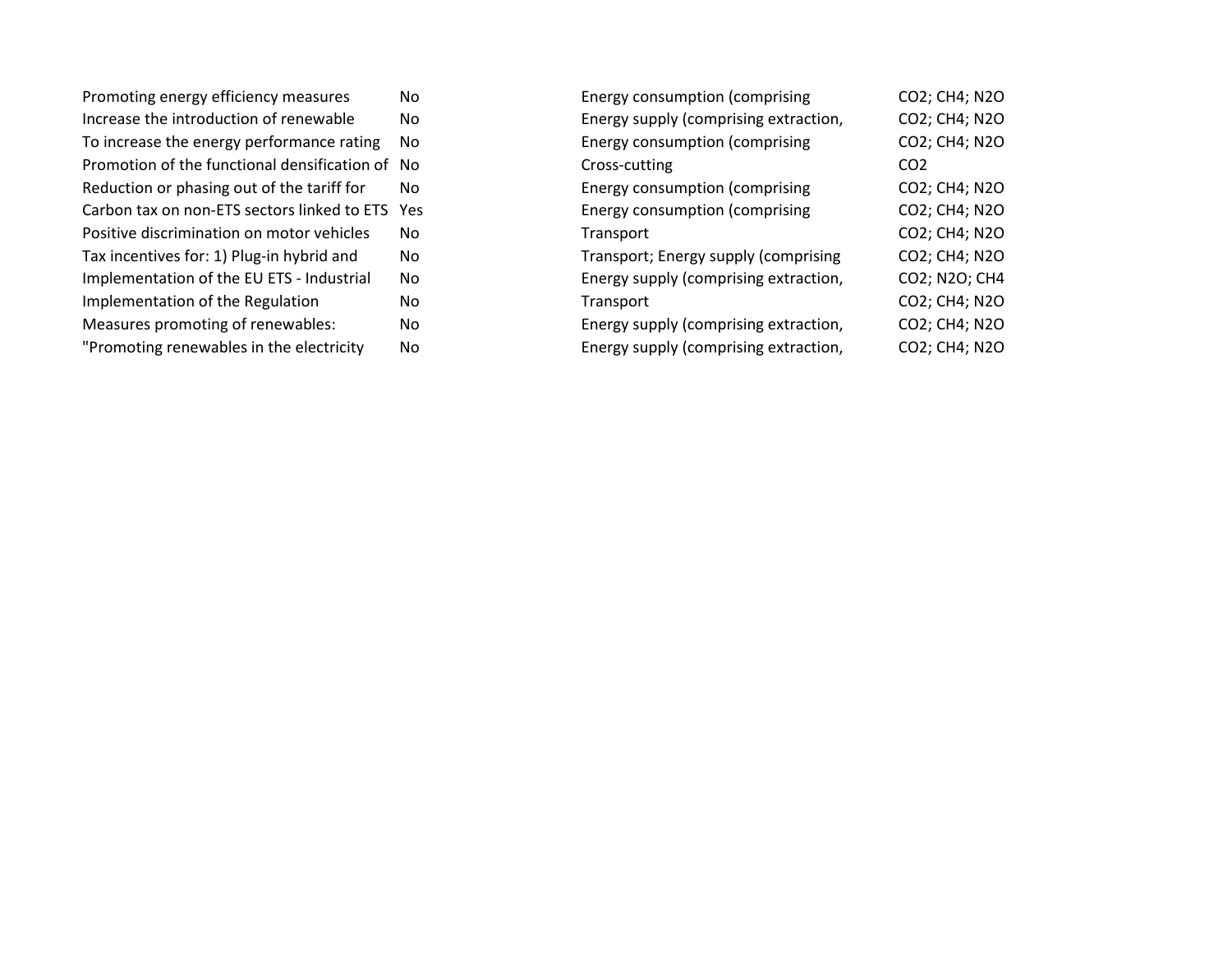| | | | |
|---|---|---|---|
| Promoting energy efficiency measures | No | Energy consumption (comprising | $CO_2$; $CH_4$; $N_2O$ |
| Increase the introduction of renewable | No | Energy supply (comprising extraction, | $CO_2$; $CH_4$; $N_2O$ |
| To increase the energy performance rating | No | Energy consumption (comprising | $CO_2$; $CH_4$; $N_2O$ |
| Promotion of the functional densification of | No | Cross-cutting | $CO_2$ |
| Reduction or phasing out of the tariff for | No | Energy consumption (comprising | $CO_2$; $CH_4$; $N_2O$ |
| Carbon tax on non-ETS sectors linked to ETS | Yes | Energy consumption (comprising | $CO_2$; $CH_4$; $N_2O$ |
| Positive discrimination on motor vehicles | No | Transport | $CO_2$; $CH_4$; $N_2O$ |
| Tax incentives for: 1) Plug-in hybrid and | No | Transport; Energy supply (comprising | $CO_2$; $CH_4$; $N_2O$ |
| Implementation of the EU ETS - Industrial | No | Energy supply (comprising extraction, | $CO_2$; $N_2O$; $CH_4$ |
| Implementation of the Regulation | No | Transport | $CO_2$; $CH_4$; $N_2O$ |
| Measures promoting of renewables: | No | Energy supply (comprising extraction, | $CO_2$; $CH_4$; $N_2O$ |
| "Promoting renewables in the electricity | No | Energy supply (comprising extraction, | $CO_2$; $CH_4$; $N_2O$ |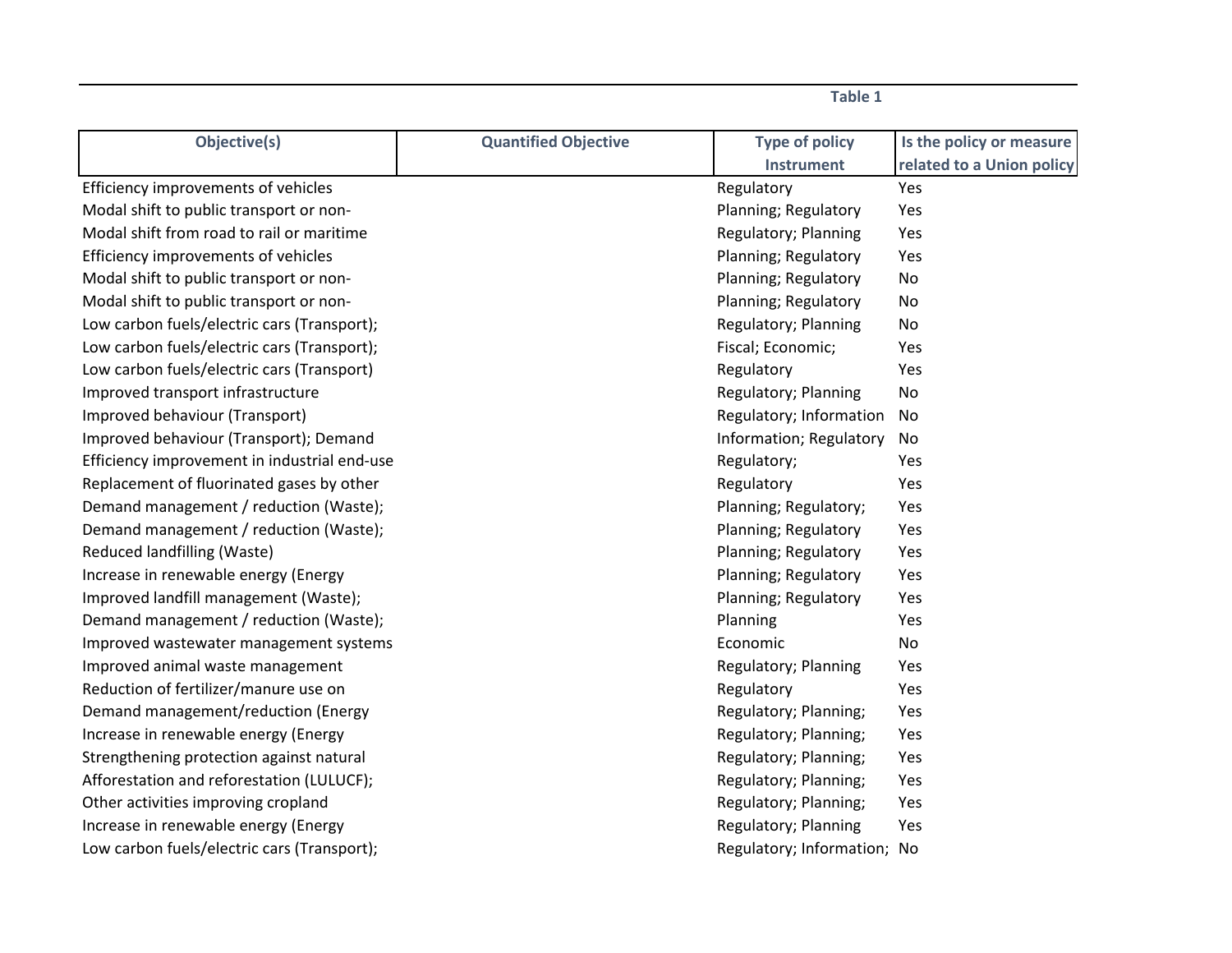**Table 1**

| Objective(s) | Quantified Objective | Type of policy Instrument | Is the policy or measure related to a Union policy |
|---|---|---|---|
| Efficiency improvements of vehicles | | Regulatory | Yes |
| Modal shift to public transport or non- | | Planning; Regulatory | Yes |
| Modal shift from road to rail or maritime | | Regulatory; Planning | Yes |
| Efficiency improvements of vehicles | | Planning; Regulatory | Yes |
| Modal shift to public transport or non- | | Planning; Regulatory | No |
| Modal shift to public transport or non- | | Planning; Regulatory | No |
| Low carbon fuels/electric cars (Transport); | | Regulatory; Planning | No |
| Low carbon fuels/electric cars (Transport); | | Fiscal; Economic; | Yes |
| Low carbon fuels/electric cars (Transport) | | Regulatory | Yes |
| Improved transport infrastructure | | Regulatory; Planning | No |
| Improved behaviour (Transport) | | Regulatory; Information | No |
| Improved behaviour (Transport); Demand | | Information; Regulatory | No |
| Efficiency improvement in industrial end-use | | Regulatory; | Yes |
| Replacement of fluorinated gases by other | | Regulatory | Yes |
| Demand management / reduction (Waste); | | Planning; Regulatory; | Yes |
| Demand management / reduction (Waste); | | Planning; Regulatory | Yes |
| Reduced landfilling (Waste) | | Planning; Regulatory | Yes |
| Increase in renewable energy (Energy | | Planning; Regulatory | Yes |
| Improved landfill management (Waste); | | Planning; Regulatory | Yes |
| Demand management / reduction (Waste); | | Planning | Yes |
| Improved wastewater management systems | | Economic | No |
| Improved animal waste management | | Regulatory; Planning | Yes |
| Reduction of fertilizer/manure use on | | Regulatory | Yes |
| Demand management/reduction (Energy | | Regulatory; Planning; | Yes |
| Increase in renewable energy (Energy | | Regulatory; Planning; | Yes |
| Strengthening protection against natural | | Regulatory; Planning; | Yes |
| Afforestation and reforestation (LULUCF); | | Regulatory; Planning; | Yes |
| Other activities improving cropland | | Regulatory; Planning; | Yes |
| Increase in renewable energy (Energy | | Regulatory; Planning | Yes |
| Low carbon fuels/electric cars (Transport); | | Regulatory; Information; | No |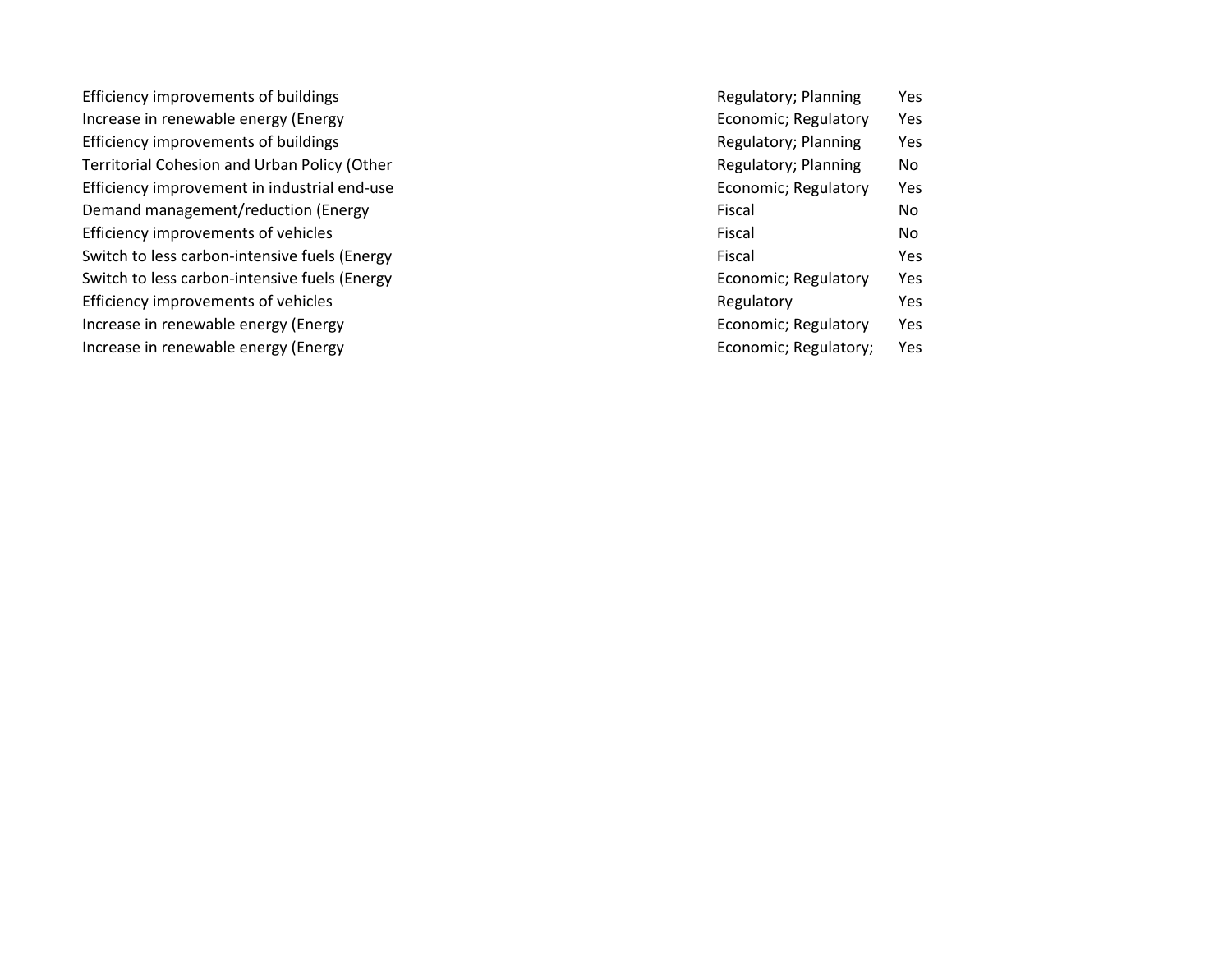| | | |
|---|---|---|
| Efficiency improvements of buildings | Regulatory; Planning | Yes |
| Increase in renewable energy (Energy | Economic; Regulatory | Yes |
| Efficiency improvements of buildings | Regulatory; Planning | Yes |
| Territorial Cohesion and Urban Policy (Other | Regulatory; Planning | No |
| Efficiency improvement in industrial end-use | Economic; Regulatory | Yes |
| Demand management/reduction (Energy | Fiscal | No |
| Efficiency improvements of vehicles | Fiscal | No |
| Switch to less carbon-intensive fuels (Energy | Fiscal | Yes |
| Switch to less carbon-intensive fuels (Energy | Economic; Regulatory | Yes |
| Efficiency improvements of vehicles | Regulatory | Yes |
| Increase in renewable energy (Energy | Economic; Regulatory | Yes |
| Increase in renewable energy (Energy | Economic; Regulatory; | Yes |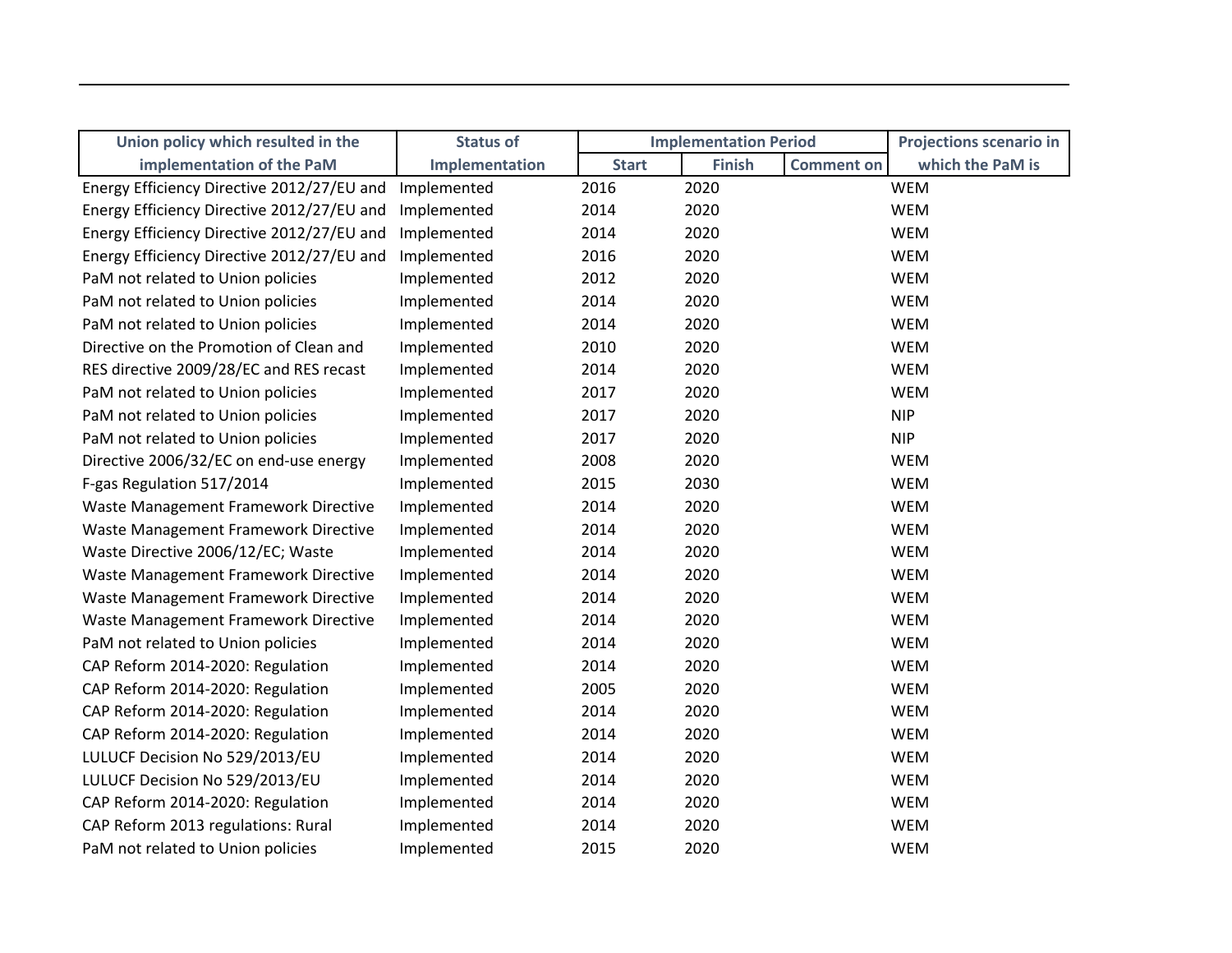| Union policy which resulted in the implementation of the PaM | Status of Implementation | Implementation Period | | | Projections scenario in which the PaM is |
|---|---|---|---|---|---|
| | | Start | Finish | Comment on | |
| Energy Efficiency Directive 2012/27/EU and | Implemented | 2016 | 2020 | | WEM |
| Energy Efficiency Directive 2012/27/EU and | Implemented | 2014 | 2020 | | WEM |
| Energy Efficiency Directive 2012/27/EU and | Implemented | 2014 | 2020 | | WEM |
| Energy Efficiency Directive 2012/27/EU and | Implemented | 2016 | 2020 | | WEM |
| PaM not related to Union policies | Implemented | 2012 | 2020 | | WEM |
| PaM not related to Union policies | Implemented | 2014 | 2020 | | WEM |
| PaM not related to Union policies | Implemented | 2014 | 2020 | | WEM |
| Directive on the Promotion of Clean and | Implemented | 2010 | 2020 | | WEM |
| RES directive 2009/28/EC and RES recast | Implemented | 2014 | 2020 | | WEM |
| PaM not related to Union policies | Implemented | 2017 | 2020 | | WEM |
| PaM not related to Union policies | Implemented | 2017 | 2020 | | NIP |
| PaM not related to Union policies | Implemented | 2017 | 2020 | | NIP |
| Directive 2006/32/EC on end-use energy | Implemented | 2008 | 2020 | | WEM |
| F-gas Regulation 517/2014 | Implemented | 2015 | 2030 | | WEM |
| Waste Management Framework Directive | Implemented | 2014 | 2020 | | WEM |
| Waste Management Framework Directive | Implemented | 2014 | 2020 | | WEM |
| Waste Directive 2006/12/EC; Waste | Implemented | 2014 | 2020 | | WEM |
| Waste Management Framework Directive | Implemented | 2014 | 2020 | | WEM |
| Waste Management Framework Directive | Implemented | 2014 | 2020 | | WEM |
| Waste Management Framework Directive | Implemented | 2014 | 2020 | | WEM |
| PaM not related to Union policies | Implemented | 2014 | 2020 | | WEM |
| CAP Reform 2014-2020: Regulation | Implemented | 2014 | 2020 | | WEM |
| CAP Reform 2014-2020: Regulation | Implemented | 2005 | 2020 | | WEM |
| CAP Reform 2014-2020: Regulation | Implemented | 2014 | 2020 | | WEM |
| CAP Reform 2014-2020: Regulation | Implemented | 2014 | 2020 | | WEM |
| LULUCF Decision No 529/2013/EU | Implemented | 2014 | 2020 | | WEM |
| LULUCF Decision No 529/2013/EU | Implemented | 2014 | 2020 | | WEM |
| CAP Reform 2014-2020: Regulation | Implemented | 2014 | 2020 | | WEM |
| CAP Reform 2013 regulations: Rural | Implemented | 2014 | 2020 | | WEM |
| PaM not related to Union policies | Implemented | 2015 | 2020 | | WEM |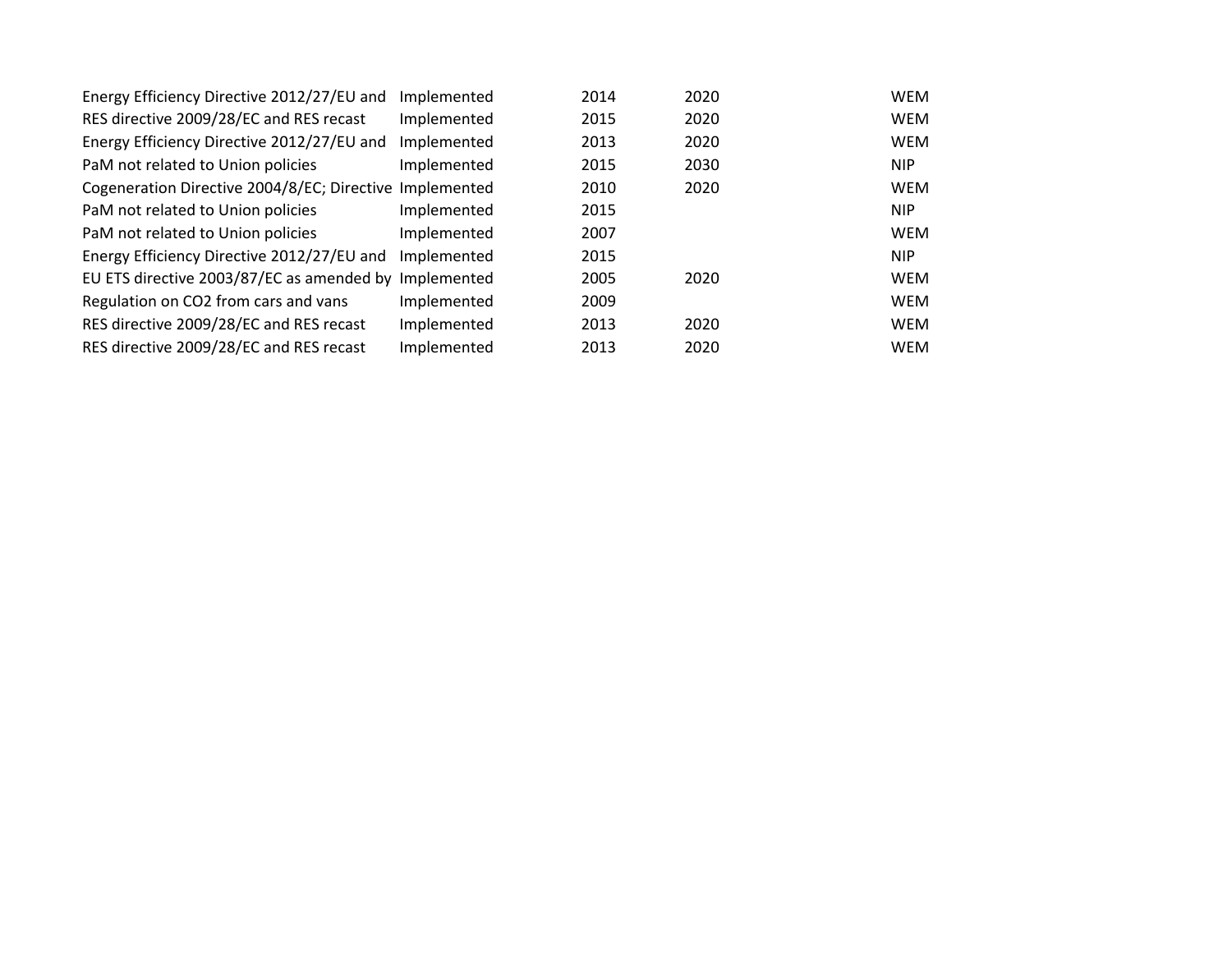| | | | | |
|---|---|---|---|---|
| Energy Efficiency Directive 2012/27/EU and | Implemented | 2014 | 2020 | WEM |
| RES directive 2009/28/EC and RES recast | Implemented | 2015 | 2020 | WEM |
| Energy Efficiency Directive 2012/27/EU and | Implemented | 2013 | 2020 | WEM |
| PaM not related to Union policies | Implemented | 2015 | 2030 | NIP |
| Cogeneration Directive 2004/8/EC; Directive | Implemented | 2010 | 2020 | WEM |
| PaM not related to Union policies | Implemented | 2015 | | NIP |
| PaM not related to Union policies | Implemented | 2007 | | WEM |
| Energy Efficiency Directive 2012/27/EU and | Implemented | 2015 | | NIP |
| EU ETS directive 2003/87/EC as amended by | Implemented | 2005 | 2020 | WEM |
| Regulation on CO2 from cars and vans | Implemented | 2009 | | WEM |
| RES directive 2009/28/EC and RES recast | Implemented | 2013 | 2020 | WEM |
| RES directive 2009/28/EC and RES recast | Implemented | 2013 | 2020 | WEM |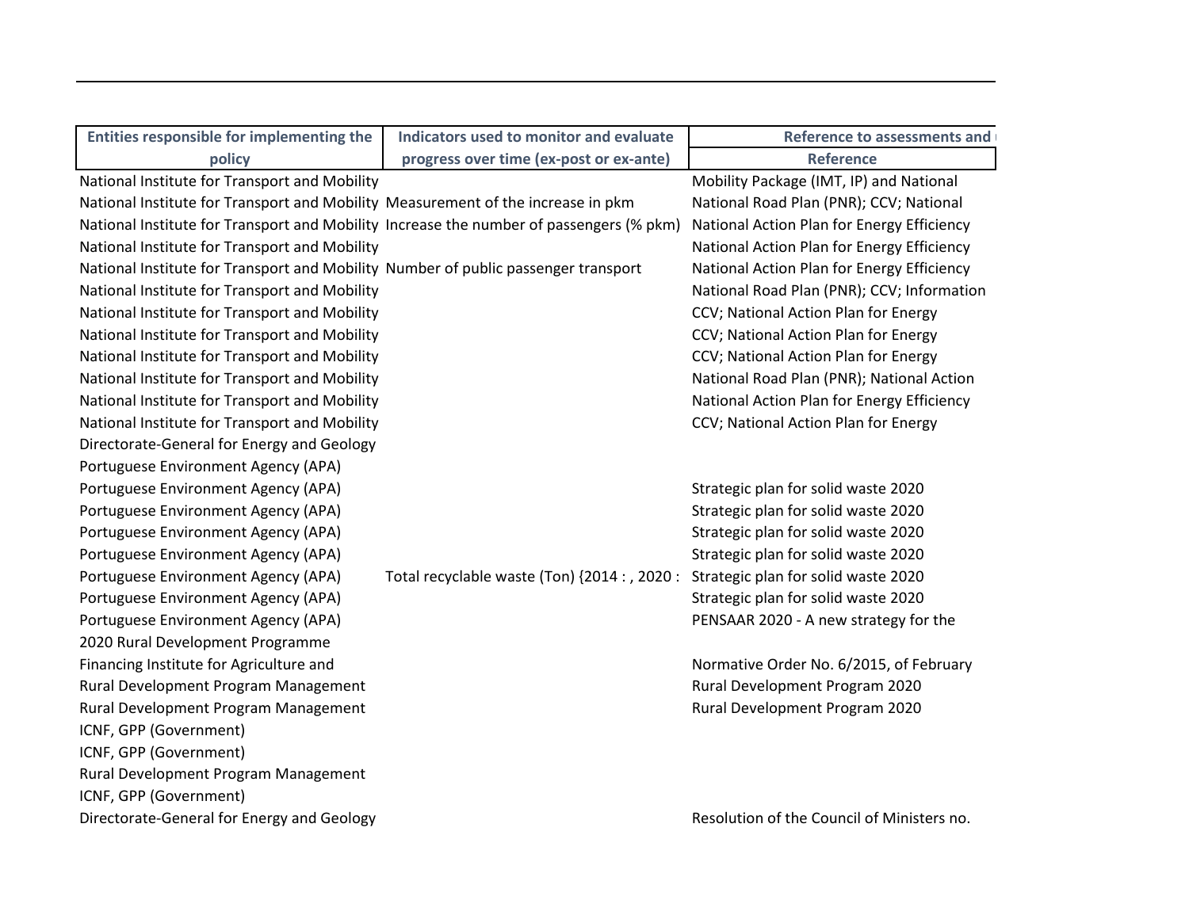| Entities responsible for implementing the policy | Indicators used to monitor and evaluate progress over time (ex-post or ex-ante) | Reference to assessments and |
|---|---|---|
| | | Reference |
| National Institute for Transport and Mobility | | Mobility Package (IMT, IP) and National |
| National Institute for Transport and Mobility | Measurement of the increase in pkm | National Road Plan (PNR); CCV; National |
| National Institute for Transport and Mobility | Increase the number of passengers (% pkm) | National Action Plan for Energy Efficiency |
| National Institute for Transport and Mobility | | National Action Plan for Energy Efficiency |
| National Institute for Transport and Mobility | Number of public passenger transport | National Action Plan for Energy Efficiency |
| National Institute for Transport and Mobility | | National Road Plan (PNR); CCV; Information |
| National Institute for Transport and Mobility | | CCV; National Action Plan for Energy |
| National Institute for Transport and Mobility | | CCV; National Action Plan for Energy |
| National Institute for Transport and Mobility | | CCV; National Action Plan for Energy |
| National Institute for Transport and Mobility | | National Road Plan (PNR); National Action |
| National Institute for Transport and Mobility | | National Action Plan for Energy Efficiency |
| National Institute for Transport and Mobility | | CCV; National Action Plan for Energy |
| Directorate-General for Energy and Geology | | |
| Portuguese Environment Agency (APA) | | |
| Portuguese Environment Agency (APA) | | Strategic plan for solid waste 2020 |
| Portuguese Environment Agency (APA) | | Strategic plan for solid waste 2020 |
| Portuguese Environment Agency (APA) | | Strategic plan for solid waste 2020 |
| Portuguese Environment Agency (APA) | | Strategic plan for solid waste 2020 |
| Portuguese Environment Agency (APA) | Total recyclable waste (Ton) {2014 : , 2020 : | Strategic plan for solid waste 2020 |
| Portuguese Environment Agency (APA) | | Strategic plan for solid waste 2020 |
| Portuguese Environment Agency (APA) | | PENSAAR 2020 - A new strategy for the |
| 2020 Rural Development Programme | | |
| Financing Institute for Agriculture and | | Normative Order No. 6/2015, of February |
| Rural Development Program Management | | Rural Development Program 2020 |
| Rural Development Program Management | | Rural Development Program 2020 |
| ICNF, GPP (Government) | | |
| ICNF, GPP (Government) | | |
| Rural Development Program Management | | |
| ICNF, GPP (Government) | | |
| Directorate-General for Energy and Geology | | Resolution of the Council of Ministers no. |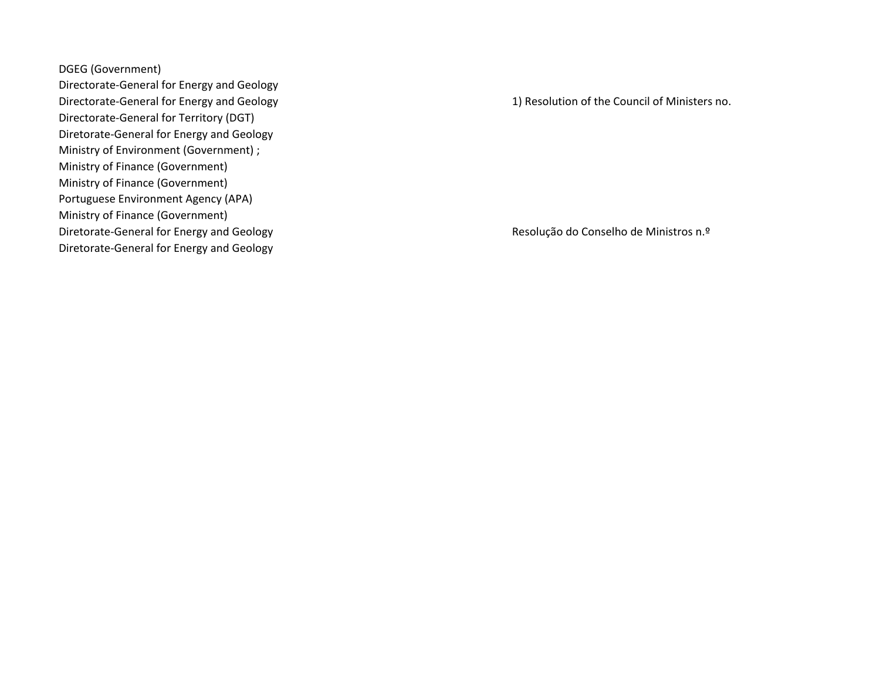| | |
|---|---|
| DGEG (Government) | |
| Directorate-General for Energy and Geology | |
| Directorate-General for Energy and Geology | 1) Resolution of the Council of Ministers no. |
| Directorate-General for Territory (DGT) | |
| Diretorate-General for Energy and Geology | |
| Ministry of Environment (Government) ; | |
| Ministry of Finance (Government) | |
| Ministry of Finance (Government) | |
| Portuguese Environment Agency (APA) | |
| Ministry of Finance (Government) | |
| Diretorate-General for Energy and Geology | Resolução do Conselho de Ministros n.º |
| Diretorate-General for Energy and Geology | |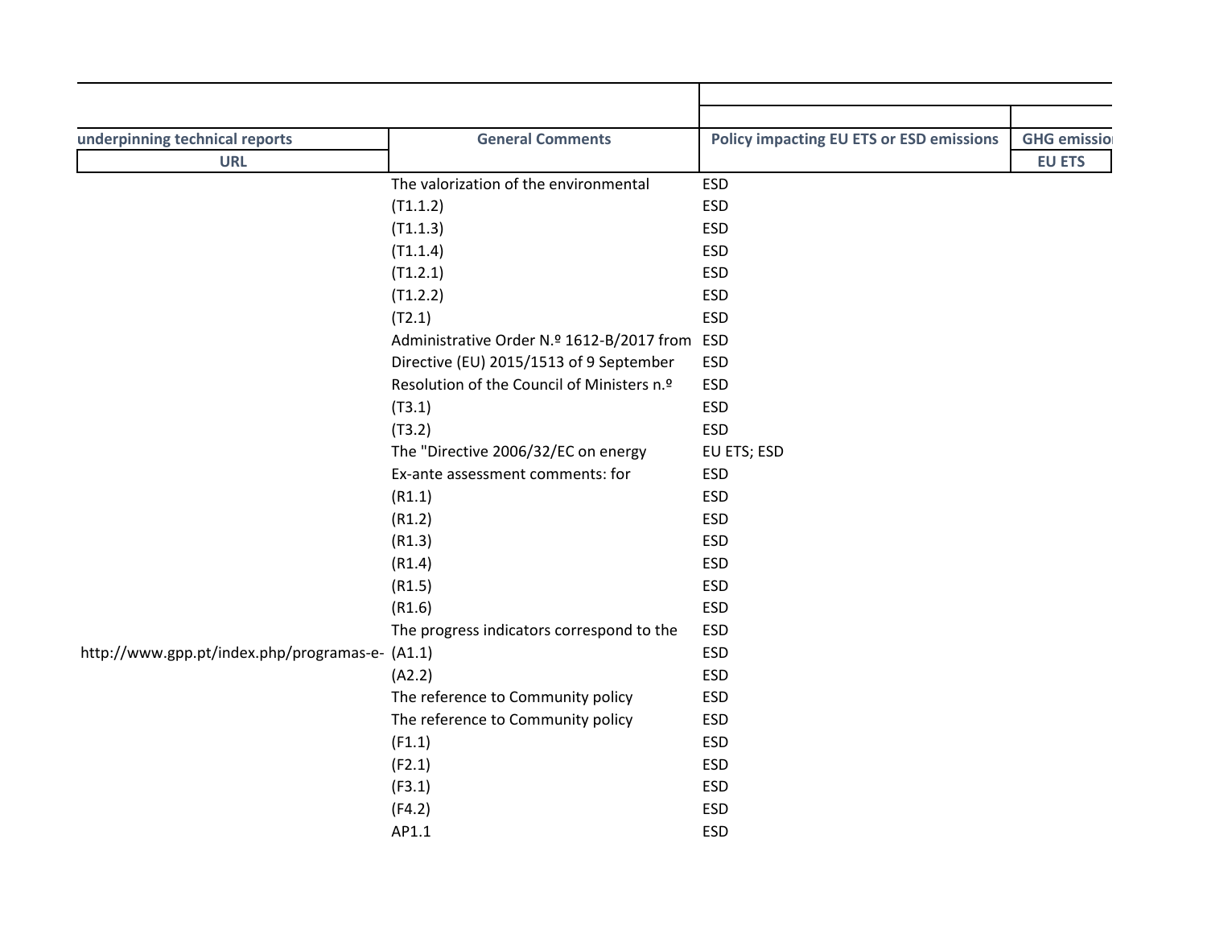| underpinning technical reports | General Comments | Policy impacting EU ETS or ESD emissions | GHG emissio |
|---|---|---|---|
| URL | | | EU ETS |
| | The valorization of the environmental | ESD | |
| | (T1.1.2) | ESD | |
| | (T1.1.3) | ESD | |
| | (T1.1.4) | ESD | |
| | (T1.2.1) | ESD | |
| | (T1.2.2) | ESD | |
| | (T2.1) | ESD | |
| | Administrative Order N.º 1612-B/2017 from | ESD | |
| | Directive (EU) 2015/1513 of 9 September | ESD | |
| | Resolution of the Council of Ministers n.º | ESD | |
| | (T3.1) | ESD | |
| | (T3.2) | ESD | |
| | The "Directive 2006/32/EC on energy | EU ETS; ESD | |
| | Ex-ante assessment comments: for | ESD | |
| | (R1.1) | ESD | |
| | (R1.2) | ESD | |
| | (R1.3) | ESD | |
| | (R1.4) | ESD | |
| | (R1.5) | ESD | |
| | (R1.6) | ESD | |
| | The progress indicators correspond to the | ESD | |
| http://www.gpp.pt/index.php/programas-e- | (A1.1) | ESD | |
| | (A2.2) | ESD | |
| | The reference to Community policy | ESD | |
| | The reference to Community policy | ESD | |
| | (F1.1) | ESD | |
| | (F2.1) | ESD | |
| | (F3.1) | ESD | |
| | (F4.2) | ESD | |
| | AP1.1 | ESD | |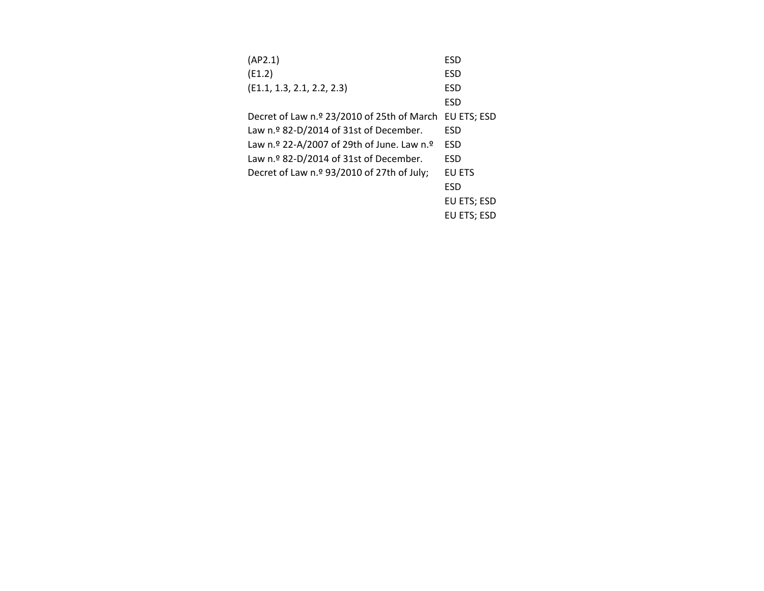| | |
|---|---|
| (AP2.1) | ESD |
| (E1.2) | ESD |
| (E1.1, 1.3, 2.1, 2.2, 2.3) | ESD |
| | ESD |
| Decret of Law n.º 23/2010 of 25th of March | EU ETS; ESD |
| Law n.º 82-D/2014 of 31st of December. | ESD |
| Law n.º 22-A/2007 of 29th of June. Law n.º | ESD |
| Law n.º 82-D/2014 of 31st of December. | ESD |
| Decret of Law n.º 93/2010 of 27th of July; | EU ETS |
| | ESD |
| | EU ETS; ESD |
| | EU ETS; ESD |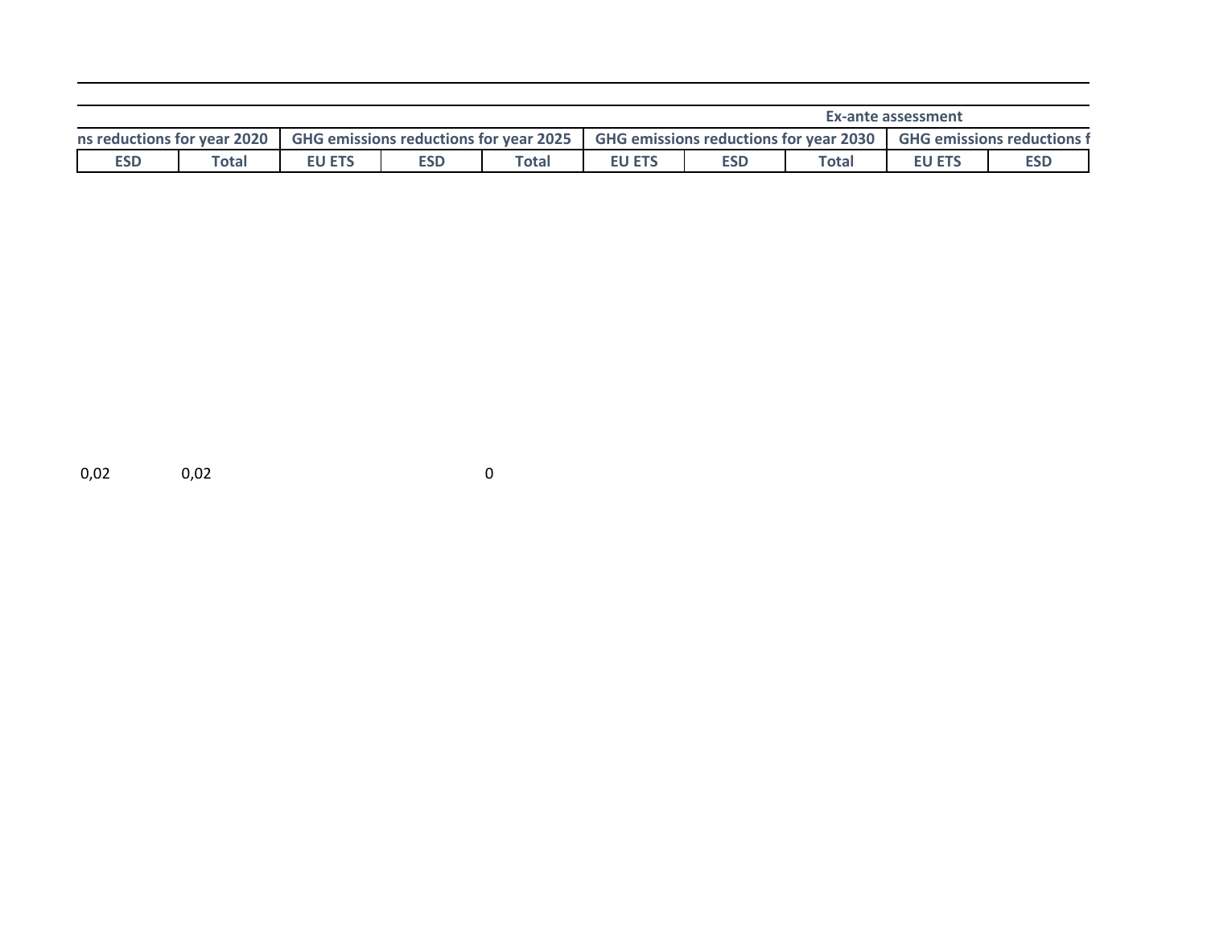| | | | | | | | | Ex-ante assessment | |
|---|---|---|---|---|---|---|---|---|---|
| ns reductions for year 2020 | | GHG emissions reductions for year 2025 | | | GHG emissions reductions for year 2030 | | | GHG emissions reductions f | |
| ESD | Total | EU ETS | ESD | Total | EU ETS | ESD | Total | EU ETS | ESD |
| 0,02 | 0,02 | | | 0 | | | | | |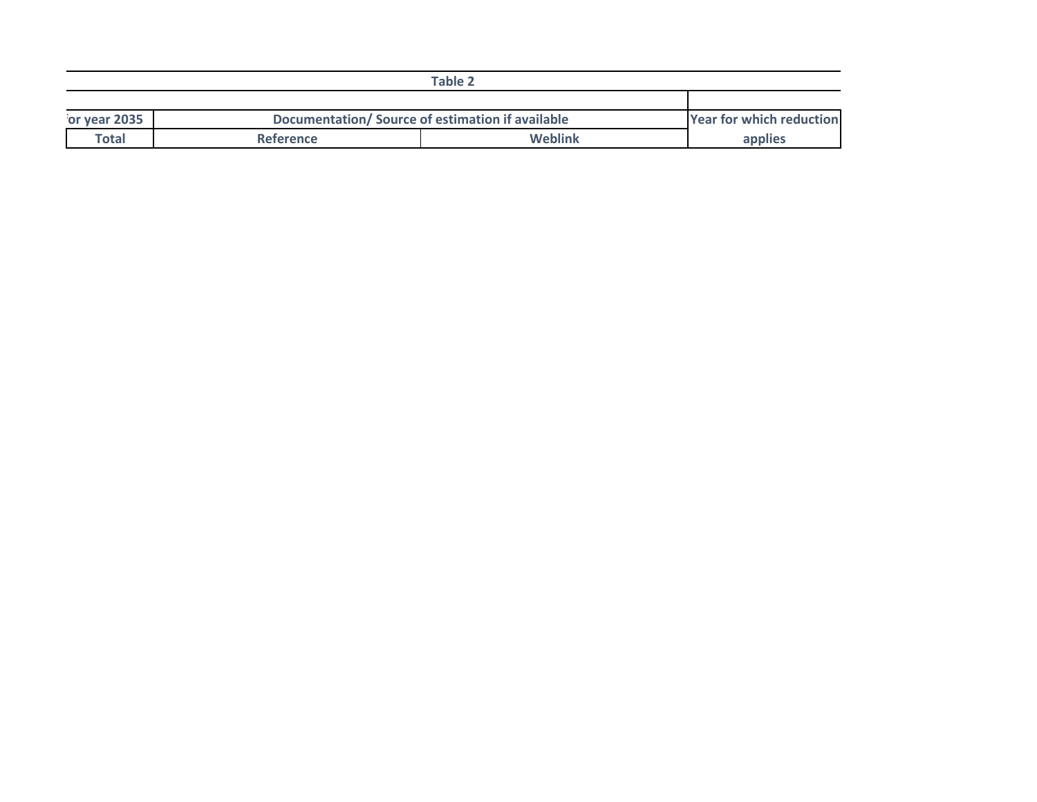**Table 2**

| 'or year 2035 | Documentation/ Source of estimation if available | | Year for which reduction applies |
|---|---|---|---|
| Total | Reference | Weblink | |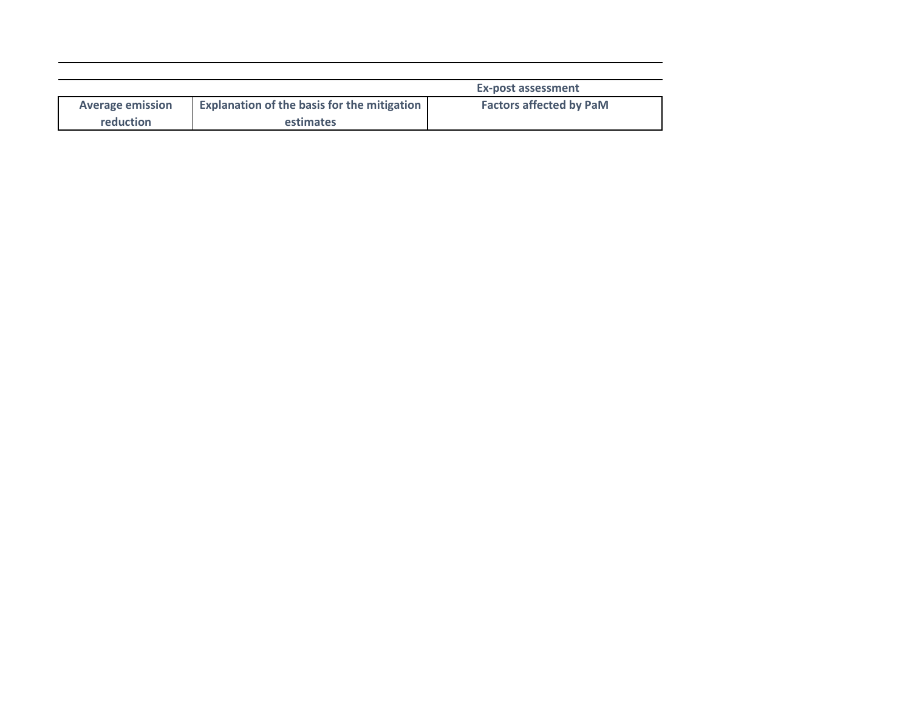| | | Ex-post assessment |
|---|---|---|
| Average emission reduction | Explanation of the basis for the mitigation estimates | Factors affected by PaM |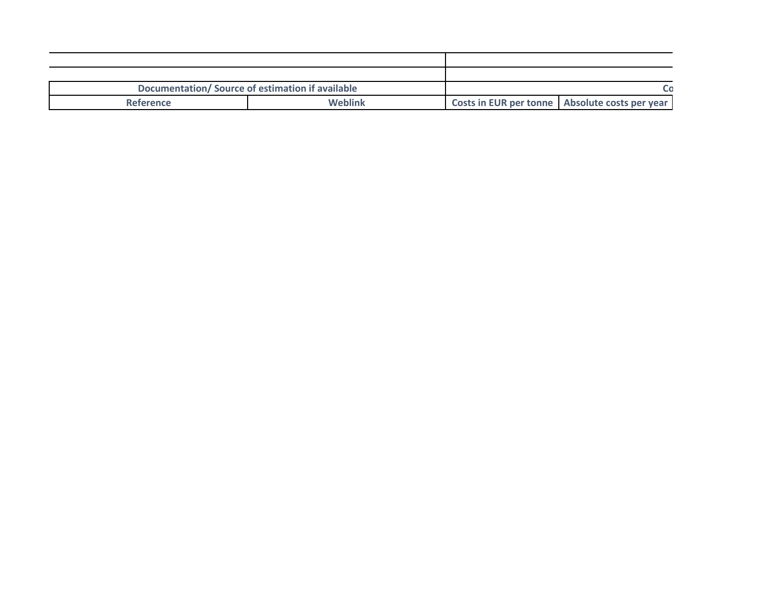| Documentation/ Source of estimation if available | | Co | |
|---|---|---|---|
| Reference | Weblink | Costs in EUR per tonne | Absolute costs per year |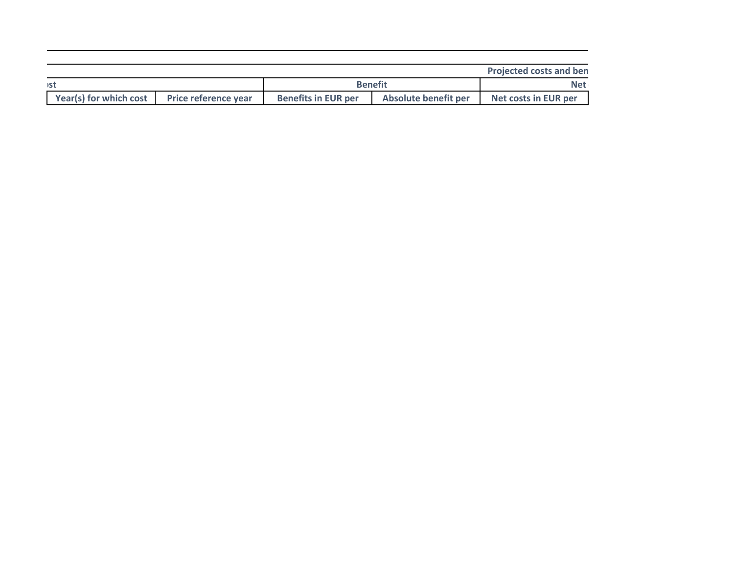|  |  |  |  | Projected costs and ben |
| --- | --- | --- | --- | --- |
| ›st |  | Benefit |  | Net |
| Year(s) for which cost | Price reference year | Benefits in EUR per | Absolute benefit per | Net costs in EUR per |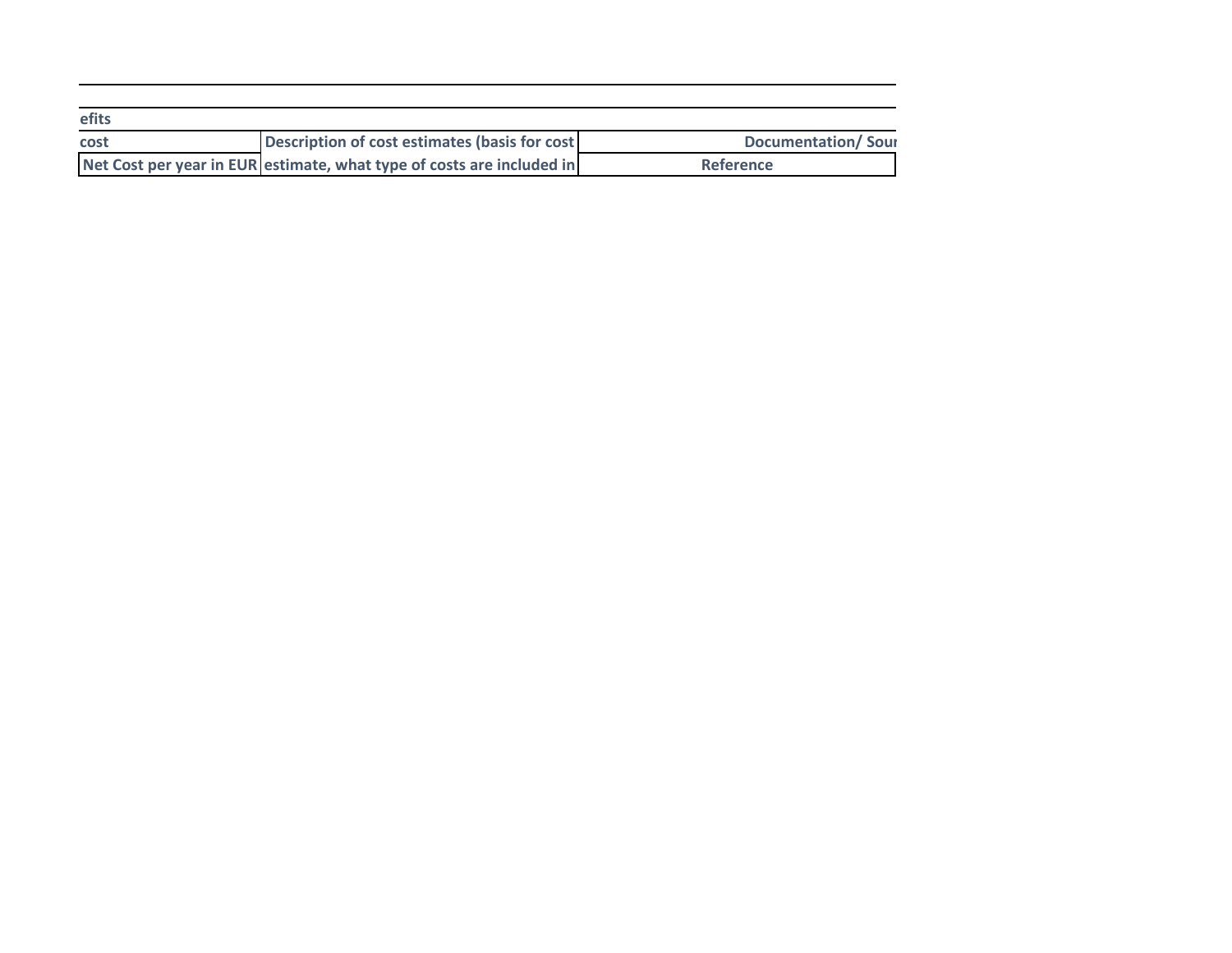efits

| cost | Description of cost estimates (basis for cost | Documentation/ Sour |
| --- | --- | --- |
| Net Cost per year in EUR | estimate, what type of costs are included in | Reference |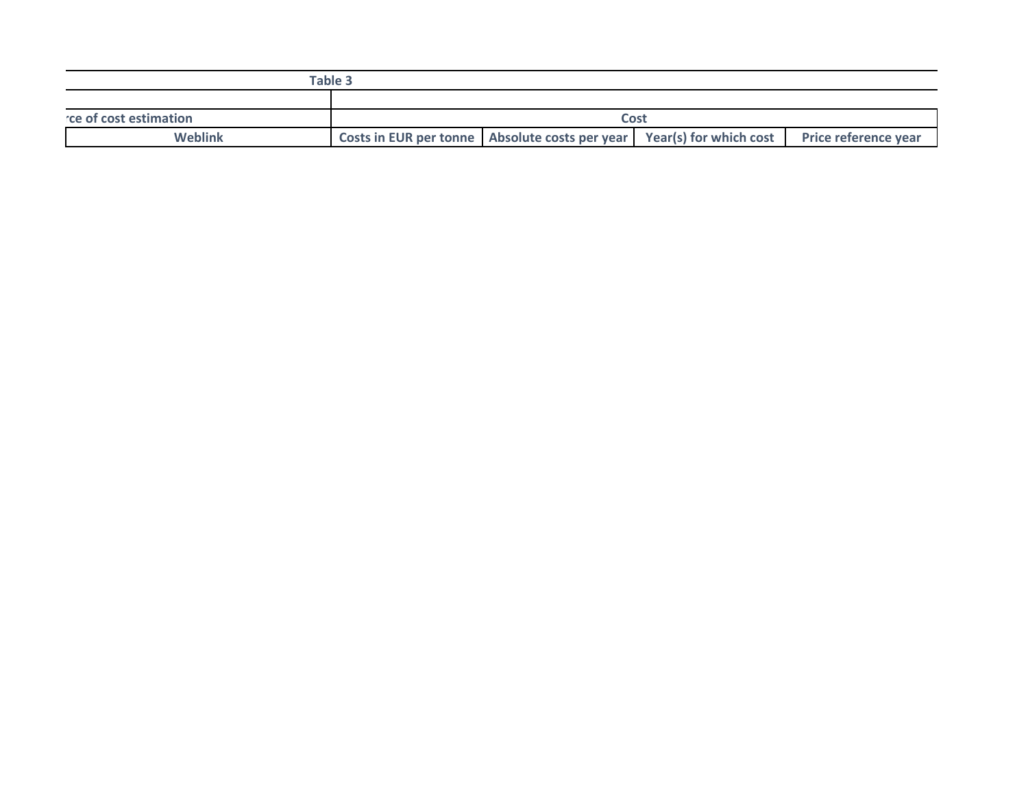| Table 3 | | | | |
|---|---|---|---|---|
| | | | | |
| rce of cost estimation | Cost | | | |
| Weblink | Costs in EUR per tonne | Absolute costs per year | Year(s) for which cost | Price reference year |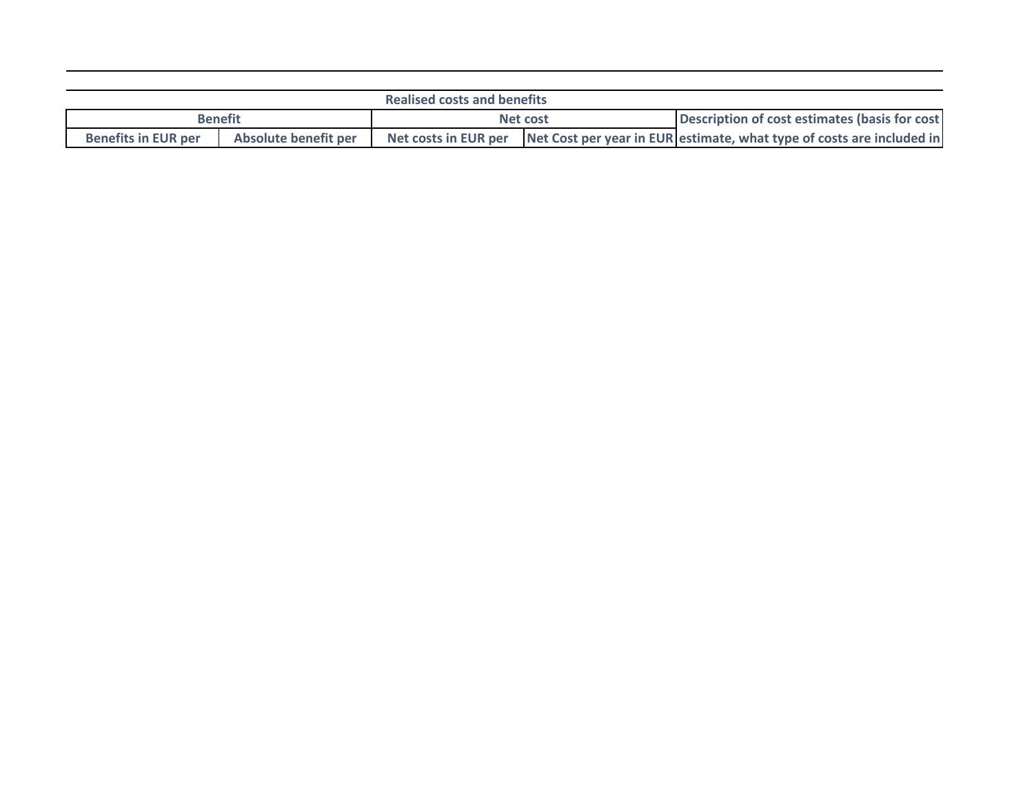| Realised costs and benefits | | | | |
|---|---|---|---|---|
| Benefit | | Net cost | | Description of cost estimates (basis for cost |
| Benefits in EUR per | Absolute benefit per | Net costs in EUR per | Net Cost per year in EUR | estimate, what type of costs are included in |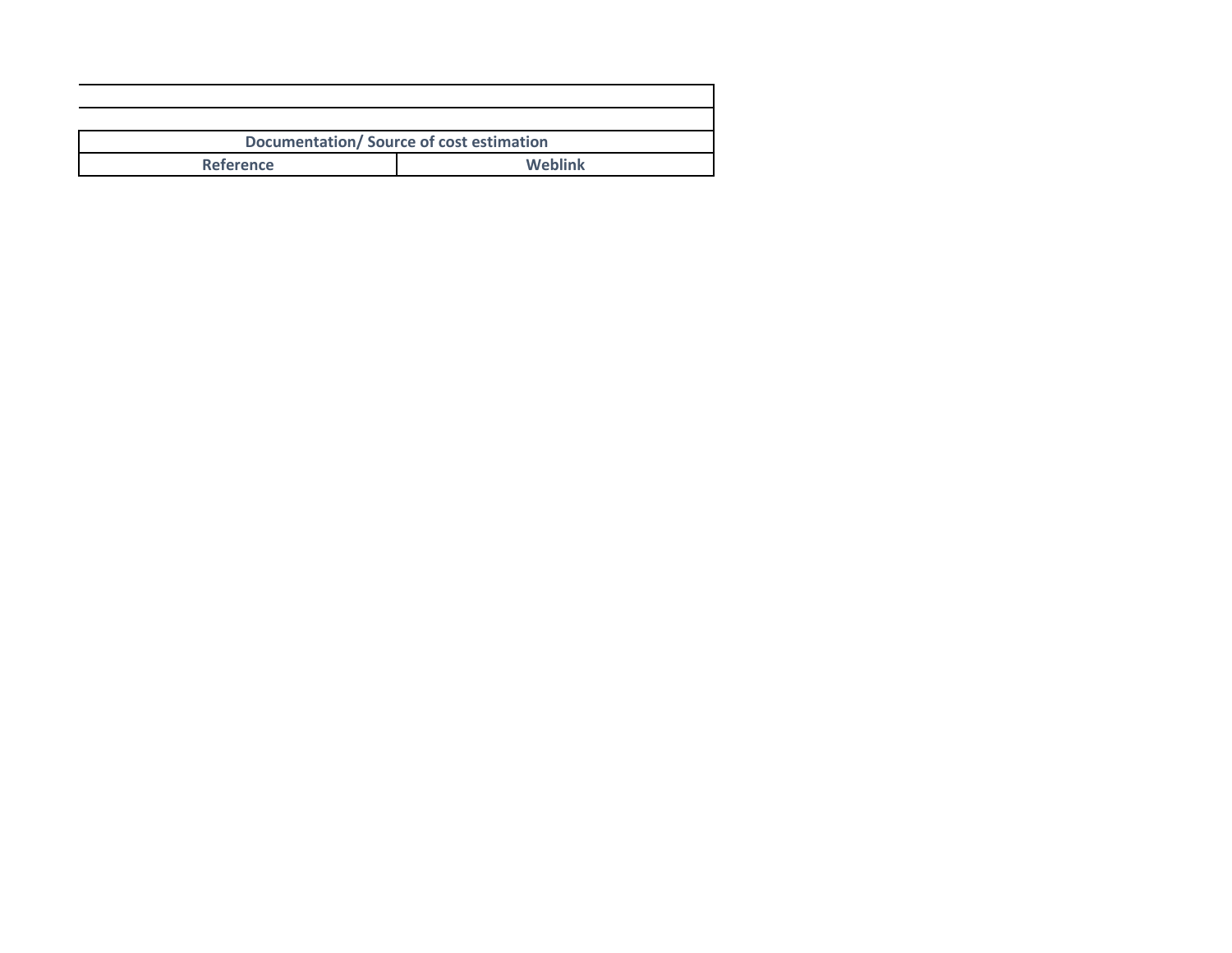| | |
|---|---|
| Documentation/ Source of cost estimation | |
| Reference | Weblink |